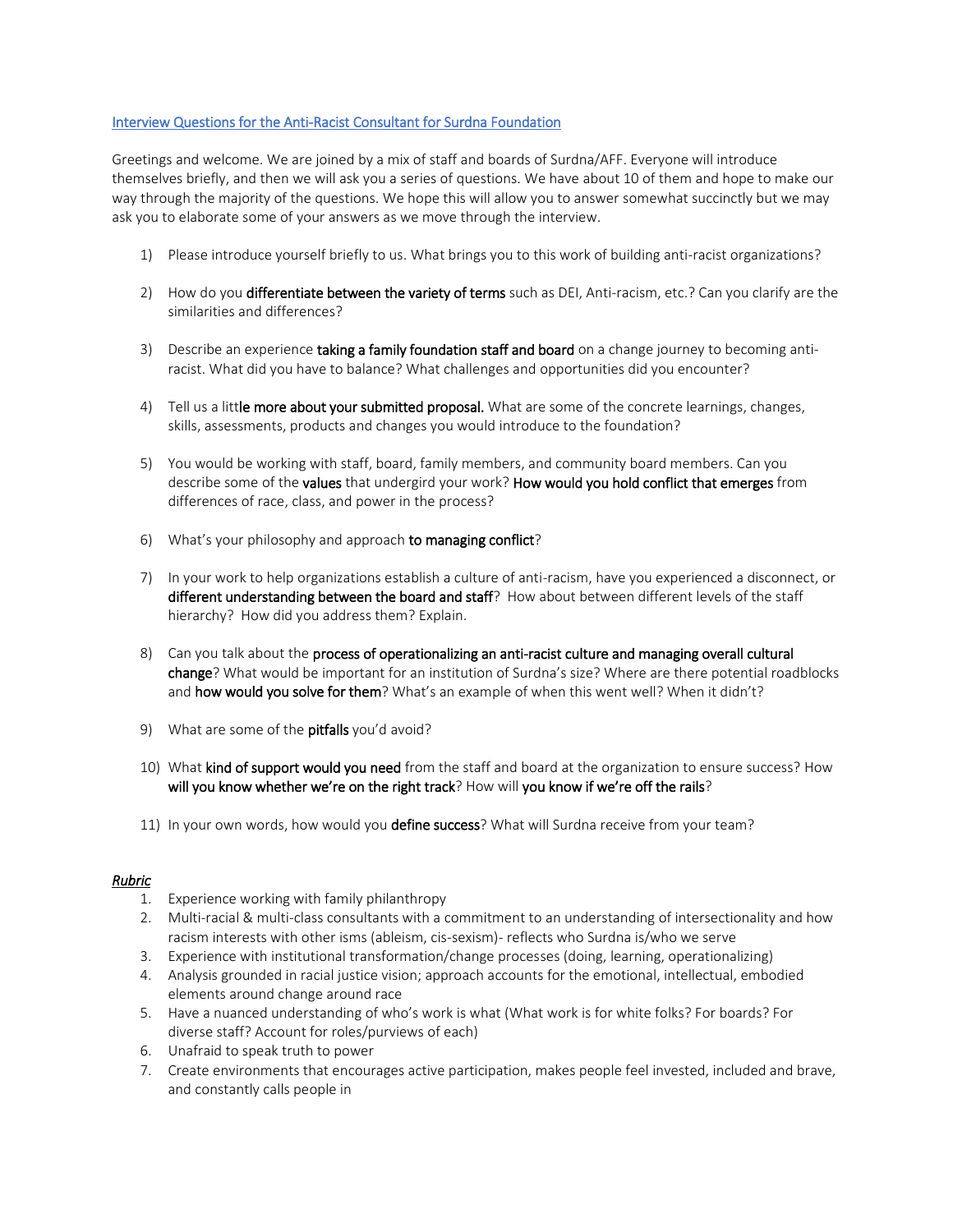Interview Questions for the Anti-Racist Consultant for Surdna Foundation

Greetings and welcome. We are joined by a mix of staff and boards of Surdna/AFF. Everyone will introduce themselves briefly, and then we will ask you a series of questions. We have about 10 of them and hope to make our way through the majority of the questions. We hope this will allow you to answer somewhat succinctly but we may ask you to elaborate some of your answers as we move through the interview.

1) Please introduce yourself briefly to us. What brings you to this work of building anti-racist organizations?

2) How do you **differentiate between the variety of terms** such as DEI, Anti-racism, etc.? Can you clarify are the similarities and differences?

3) Describe an experience **taking a family foundation staff and board** on a change journey to becoming anti-racist. What did you have to balance? What challenges and opportunities did you encounter?

4) Tell us a lit**tle more about your submitted proposal.** What are some of the concrete learnings, changes, skills, assessments, products and changes you would introduce to the foundation?

5) You would be working with staff, board, family members, and community board members. Can you describe some of the **values** that undergird your work? **How would you hold conflict that emerges** from differences of race, class, and power in the process?

6) What's your philosophy and approach **to managing conflict**?

7) In your work to help organizations establish a culture of anti-racism, have you experienced a disconnect, or **different understanding between the board and staff**? How about between different levels of the staff hierarchy? How did you address them? Explain.

8) Can you talk about the **process of operationalizing an anti-racist culture and managing overall cultural change**? What would be important for an institution of Surdna's size? Where are there potential roadblocks and **how would you solve for them**? What's an example of when this went well? When it didn't?

9) What are some of the **pitfalls** you'd avoid?

10) What **kind of support would you need** from the staff and board at the organization to ensure success? How **will you know whether we're on the right track**? How will **you know if we're off the rails**?

11) In your own words, how would you **define success**? What will Surdna receive from your team?

***Rubric***

1. Experience working with family philanthropy
2. Multi-racial & multi-class consultants with a commitment to an understanding of intersectionality and how racism interests with other isms (ableism, cis-sexism)- reflects who Surdna is/who we serve
3. Experience with institutional transformation/change processes (doing, learning, operationalizing)
4. Analysis grounded in racial justice vision; approach accounts for the emotional, intellectual, embodied elements around change around race
5. Have a nuanced understanding of who's work is what (What work is for white folks? For boards? For diverse staff? Account for roles/purviews of each)
6. Unafraid to speak truth to power
7. Create environments that encourages active participation, makes people feel invested, included and brave, and constantly calls people in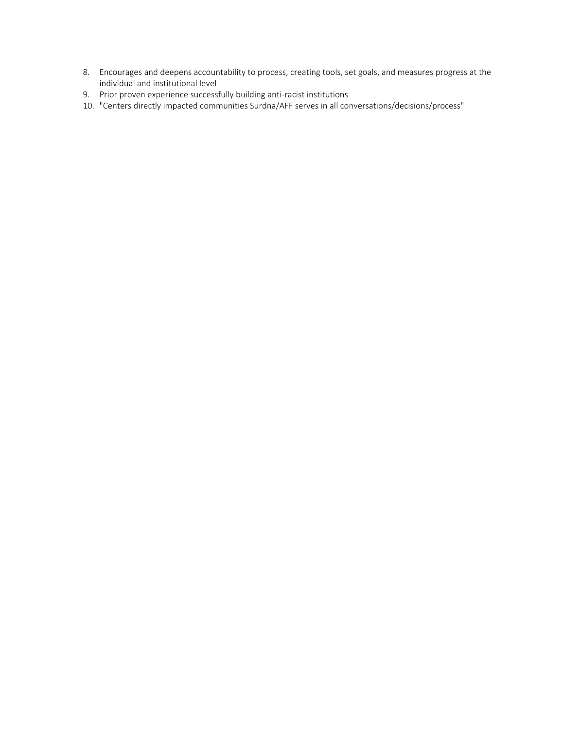8. Encourages and deepens accountability to process, creating tools, set goals, and measures progress at the individual and institutional level
9. Prior proven experience successfully building anti-racist institutions
10. "Centers directly impacted communities Surdna/AFF serves in all conversations/decisions/process"